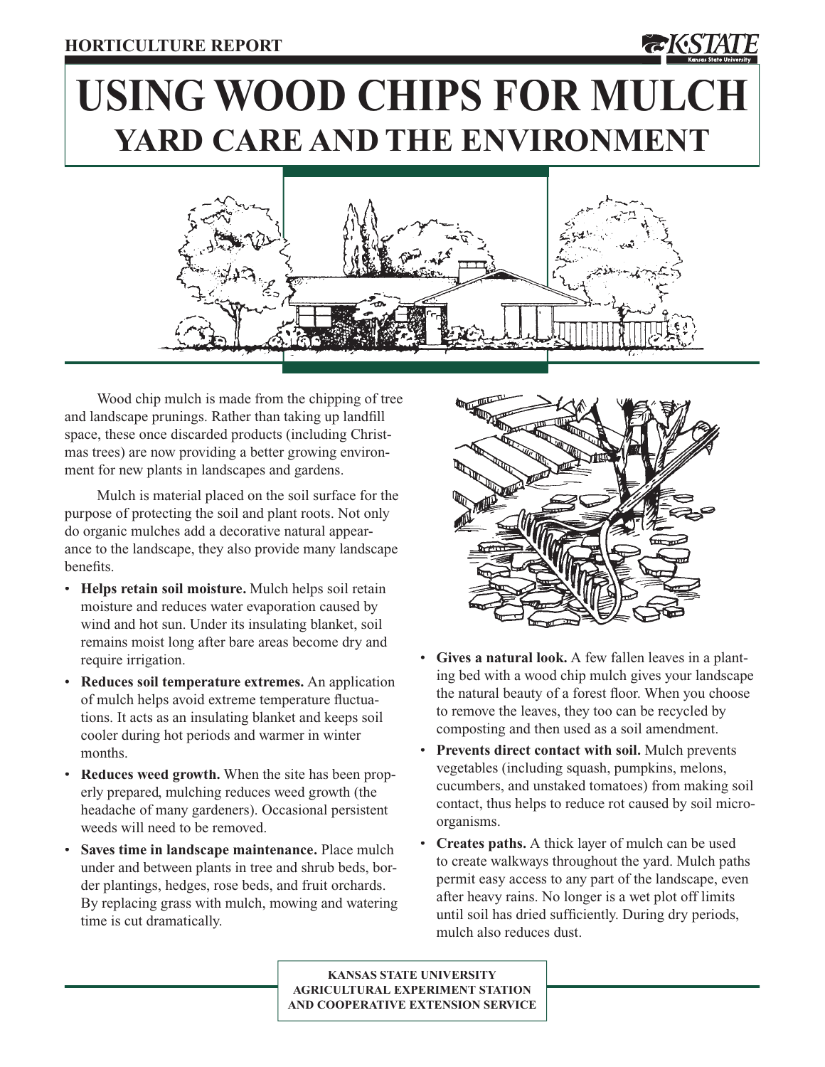HORTICULTURE REPORT

# USING WOOD CHIPS FOR MULCH

## YARD CARE AND THE ENVIRONMENT

Wood chip mulch is made from the chipping of tree and landscape prunings. Rather than taking up landfill space, these once discarded products (including Christmas trees) are now providing a better growing environment for new plants in landscapes and gardens.

Mulch is material placed on the soil surface for the purpose of protecting the soil and plant roots. Not only do organic mulches add a decorative natural appearance to the landscape, they also provide many landscape benefits.

- **Helps retain soil moisture.** Mulch helps soil retain moisture and reduces water evaporation caused by wind and hot sun. Under its insulating blanket, soil remains moist long after bare areas become dry and require irrigation.
- **Reduces soil temperature extremes.** An application of mulch helps avoid extreme temperature fluctuations. It acts as an insulating blanket and keeps soil cooler during hot periods and warmer in winter months.
- **Reduces weed growth.** When the site has been properly prepared, mulching reduces weed growth (the headache of many gardeners). Occasional persistent weeds will need to be removed.
- **Saves time in landscape maintenance.** Place mulch under and between plants in tree and shrub beds, border plantings, hedges, rose beds, and fruit orchards. By replacing grass with mulch, mowing and watering time is cut dramatically.
- **Gives a natural look.** A few fallen leaves in a planting bed with a wood chip mulch gives your landscape the natural beauty of a forest floor. When you choose to remove the leaves, they too can be recycled by composting and then used as a soil amendment.
- **Prevents direct contact with soil.** Mulch prevents vegetables (including squash, pumpkins, melons, cucumbers, and unstaked tomatoes) from making soil contact, thus helps to reduce rot caused by soil microorganisms.
- **Creates paths.** A thick layer of mulch can be used to create walkways throughout the yard. Mulch paths permit easy access to any part of the landscape, even after heavy rains. No longer is a wet plot off limits until soil has dried sufficiently. During dry periods, mulch also reduces dust.

KANSAS STATE UNIVERSITY
AGRICULTURAL EXPERIMENT STATION
AND COOPERATIVE EXTENSION SERVICE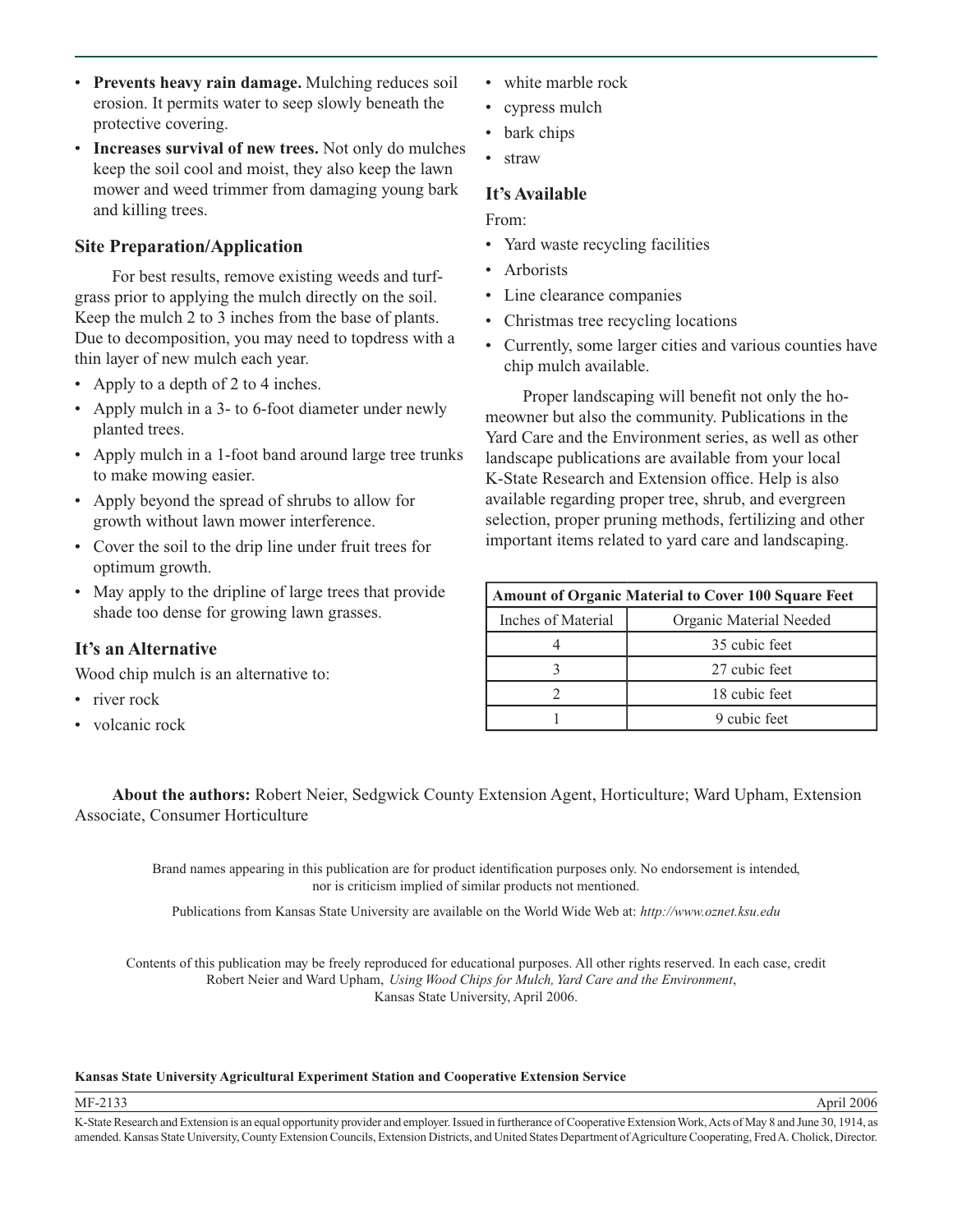- **Prevents heavy rain damage.** Mulching reduces soil erosion. It permits water to seep slowly beneath the protective covering.
- **Increases survival of new trees.** Not only do mulches keep the soil cool and moist, they also keep the lawn mower and weed trimmer from damaging young bark and killing trees.

### Site Preparation/Application

For best results, remove existing weeds and turfgrass prior to applying the mulch directly on the soil. Keep the mulch 2 to 3 inches from the base of plants. Due to decomposition, you may need to topdress with a thin layer of new mulch each year.

- Apply to a depth of 2 to 4 inches.
- Apply mulch in a 3- to 6-foot diameter under newly planted trees.
- Apply mulch in a 1-foot band around large tree trunks to make mowing easier.
- Apply beyond the spread of shrubs to allow for growth without lawn mower interference.
- Cover the soil to the drip line under fruit trees for optimum growth.
- May apply to the dripline of large trees that provide shade too dense for growing lawn grasses.

### It's an Alternative

Wood chip mulch is an alternative to:

- river rock
- volcanic rock
- white marble rock
- cypress mulch
- bark chips
- straw

### It's Available

From:

- Yard waste recycling facilities
- Arborists
- Line clearance companies
- Christmas tree recycling locations
- Currently, some larger cities and various counties have chip mulch available.

Proper landscaping will benefit not only the homeowner but also the community. Publications in the Yard Care and the Environment series, as well as other landscape publications are available from your local K-State Research and Extension office. Help is also available regarding proper tree, shrub, and evergreen selection, proper pruning methods, fertilizing and other important items related to yard care and landscaping.

| **Amount of Organic Material to Cover 100 Square Feet** | |
|---|---|
| Inches of Material | Organic Material Needed |
| 4 | 35 cubic feet |
| 3 | 27 cubic feet |
| 2 | 18 cubic feet |
| 1 | 9 cubic feet |

**About the authors:** Robert Neier, Sedgwick County Extension Agent, Horticulture; Ward Upham, Extension Associate, Consumer Horticulture

Brand names appearing in this publication are for product identification purposes only. No endorsement is intended, nor is criticism implied of similar products not mentioned.

Publications from Kansas State University are available on the World Wide Web at: *http://www.oznet.ksu.edu*

Contents of this publication may be freely reproduced for educational purposes. All other rights reserved. In each case, credit Robert Neier and Ward Upham, *Using Wood Chips for Mulch, Yard Care and the Environment*, Kansas State University, April 2006.

**Kansas State University Agricultural Experiment Station and Cooperative Extension Service**

MF-2133 April 2006

K-State Research and Extension is an equal opportunity provider and employer. Issued in furtherance of Cooperative Extension Work, Acts of May 8 and June 30, 1914, as amended. Kansas State University, County Extension Councils, Extension Districts, and United States Department of Agriculture Cooperating, Fred A. Cholick, Director.